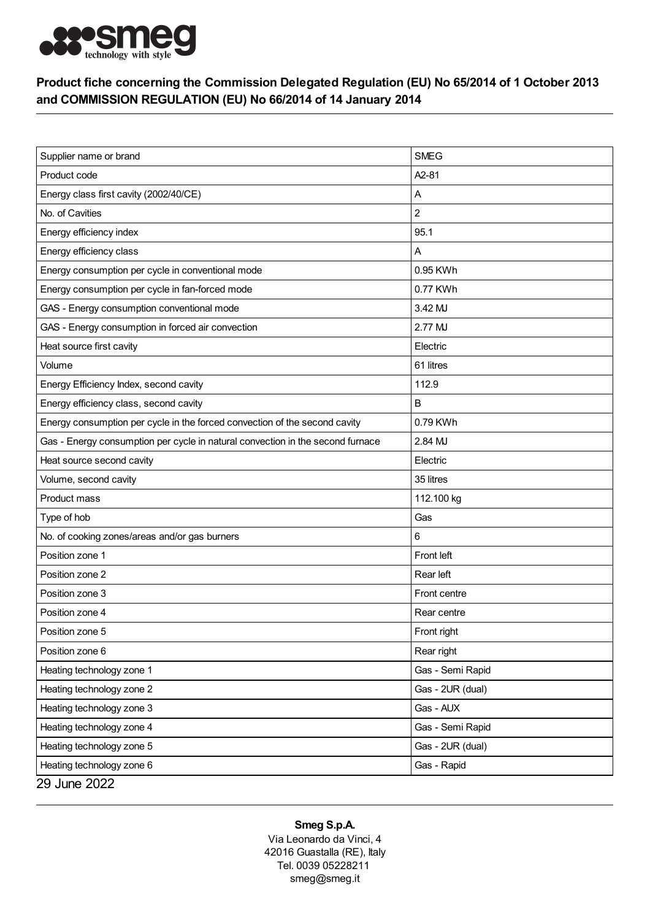# Product fiche concerning the Commission Delegated Regulation (EU) No 65/2014 of 1 October 2013 and COMMISSION REGULATION (EU) No 66/2014 of 14 January 2014

| | |
|---|---|
| Supplier name or brand | SMEG |
| Product code | A2-81 |
| Energy class first cavity (2002/40/CE) | A |
| No. of Cavities | 2 |
| Energy efficiency index | 95.1 |
| Energy efficiency class | A |
| Energy consumption per cycle in conventional mode | 0.95 KWh |
| Energy consumption per cycle in fan-forced mode | 0.77 KWh |
| GAS - Energy consumption conventional mode | 3.42 MJ |
| GAS - Energy consumption in forced air convection | 2.77 MJ |
| Heat source first cavity | Electric |
| Volume | 61 litres |
| Energy Efficiency Index, second cavity | 112.9 |
| Energy efficiency class, second cavity | B |
| Energy consumption per cycle in the forced convection of the second cavity | 0.79 KWh |
| Gas - Energy consumption per cycle in natural convection in the second furnace | 2.84 MJ |
| Heat source second cavity | Electric |
| Volume, second cavity | 35 litres |
| Product mass | 112.100 kg |
| Type of hob | Gas |
| No. of cooking zones/areas and/or gas burners | 6 |
| Position zone 1 | Front left |
| Position zone 2 | Rear left |
| Position zone 3 | Front centre |
| Position zone 4 | Rear centre |
| Position zone 5 | Front right |
| Position zone 6 | Rear right |
| Heating technology zone 1 | Gas - Semi Rapid |
| Heating technology zone 2 | Gas - 2UR (dual) |
| Heating technology zone 3 | Gas - AUX |
| Heating technology zone 4 | Gas - Semi Rapid |
| Heating technology zone 5 | Gas - 2UR (dual) |
| Heating technology zone 6 | Gas - Rapid |

29 June 2022

**Smeg S.p.A.**
Via Leonardo da Vinci, 4
42016 Guastalla (RE), Italy
Tel. 0039 05228211
smeg@smeg.it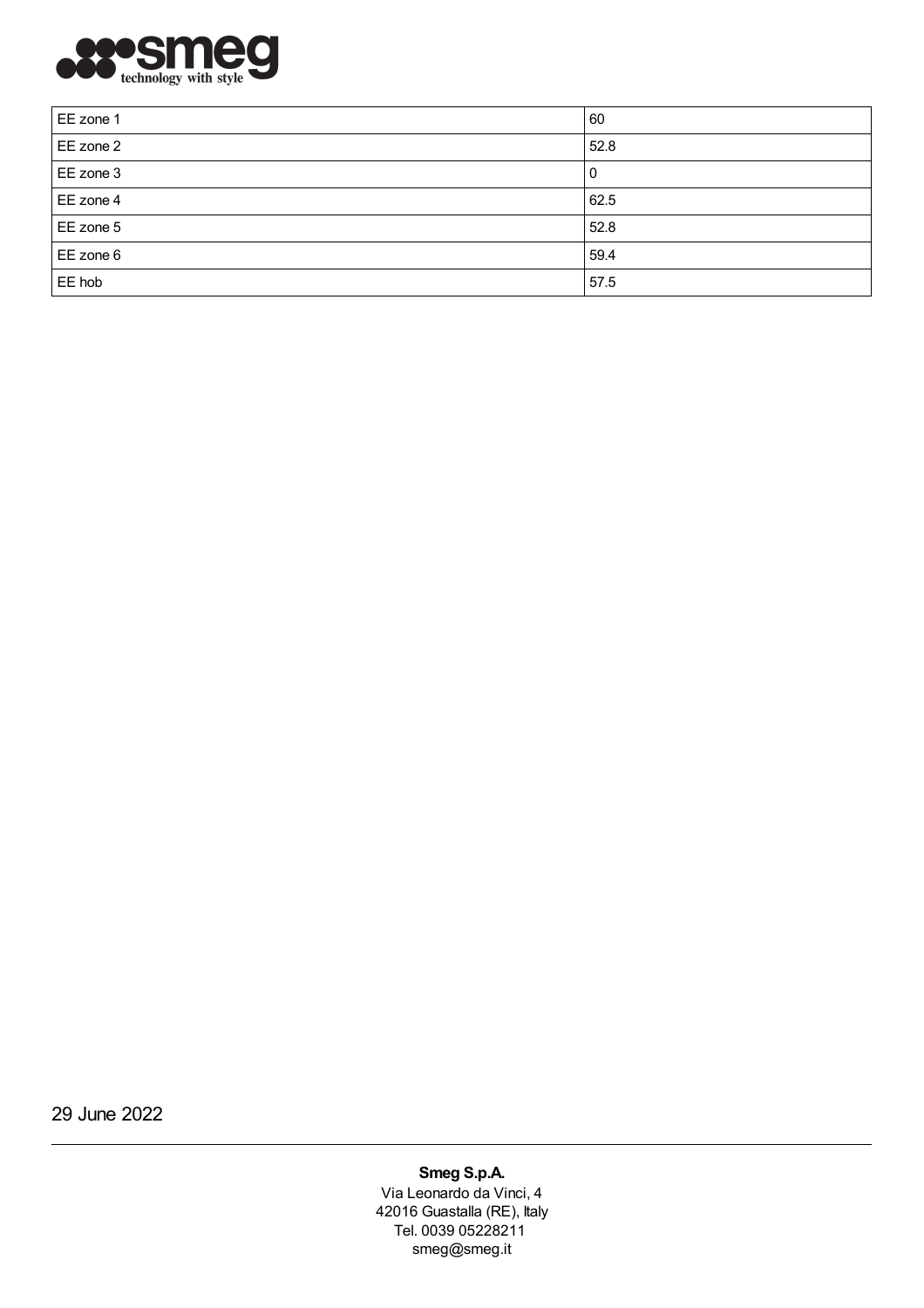| | |
|---|---|
| EE zone 1 | 60 |
| EE zone 2 | 52.8 |
| EE zone 3 | 0 |
| EE zone 4 | 62.5 |
| EE zone 5 | 52.8 |
| EE zone 6 | 59.4 |
| EE hob | 57.5 |

29 June 2022

**Smeg S.p.A.**
Via Leonardo da Vinci, 4
42016 Guastalla (RE), Italy
Tel. 0039 05228211
smeg@smeg.it